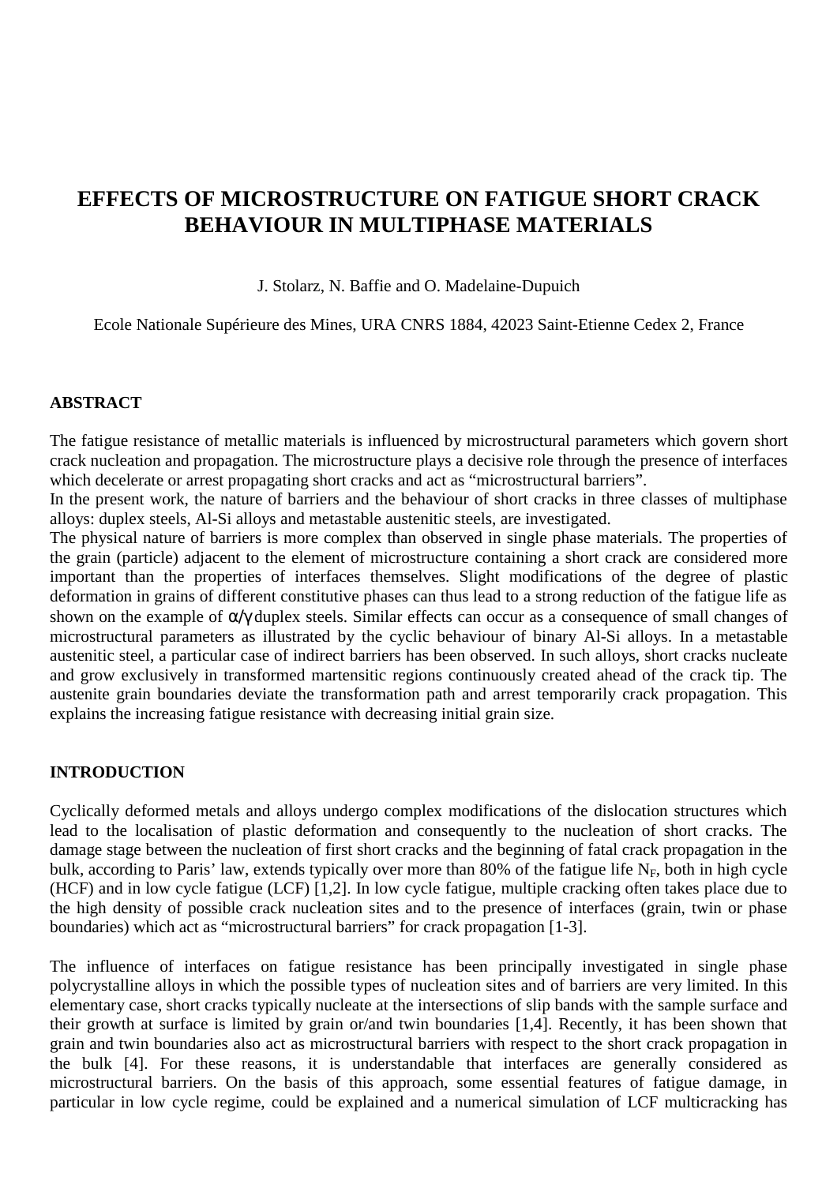# EFFECTS OF MICROSTRUCTURE ON FATIGUE SHORT CRACK BEHAVIOUR IN MULTIPHASE MATERIALS

J. Stolarz, N. Baffie and O. Madelaine-Dupuich

Ecole Nationale Supérieure des Mines, URA CNRS 1884, 42023 Saint-Etienne Cedex 2, France

## ABSTRACT

The fatigue resistance of metallic materials is influenced by microstructural parameters which govern short crack nucleation and propagation. The microstructure plays a decisive role through the presence of interfaces which decelerate or arrest propagating short cracks and act as "microstructural barriers".
In the present work, the nature of barriers and the behaviour of short cracks in three classes of multiphase alloys: duplex steels, Al-Si alloys and metastable austenitic steels, are investigated.
The physical nature of barriers is more complex than observed in single phase materials. The properties of the grain (particle) adjacent to the element of microstructure containing a short crack are considered more important than the properties of interfaces themselves. Slight modifications of the degree of plastic deformation in grains of different constitutive phases can thus lead to a strong reduction of the fatigue life as shown on the example of $\alpha/\gamma$ duplex steels. Similar effects can occur as a consequence of small changes of microstructural parameters as illustrated by the cyclic behaviour of binary Al-Si alloys. In a metastable austenitic steel, a particular case of indirect barriers has been observed. In such alloys, short cracks nucleate and grow exclusively in transformed martensitic regions continuously created ahead of the crack tip. The austenite grain boundaries deviate the transformation path and arrest temporarily crack propagation. This explains the increasing fatigue resistance with decreasing initial grain size.

## INTRODUCTION

Cyclically deformed metals and alloys undergo complex modifications of the dislocation structures which lead to the localisation of plastic deformation and consequently to the nucleation of short cracks. The damage stage between the nucleation of first short cracks and the beginning of fatal crack propagation in the bulk, according to Paris' law, extends typically over more than 80% of the fatigue life $N_F$, both in high cycle (HCF) and in low cycle fatigue (LCF) [1,2]. In low cycle fatigue, multiple cracking often takes place due to the high density of possible crack nucleation sites and to the presence of interfaces (grain, twin or phase boundaries) which act as "microstructural barriers" for crack propagation [1-3].

The influence of interfaces on fatigue resistance has been principally investigated in single phase polycrystalline alloys in which the possible types of nucleation sites and of barriers are very limited. In this elementary case, short cracks typically nucleate at the intersections of slip bands with the sample surface and their growth at surface is limited by grain or/and twin boundaries [1,4]. Recently, it has been shown that grain and twin boundaries also act as microstructural barriers with respect to the short crack propagation in the bulk [4]. For these reasons, it is understandable that interfaces are generally considered as microstructural barriers. On the basis of this approach, some essential features of fatigue damage, in particular in low cycle regime, could be explained and a numerical simulation of LCF multicracking has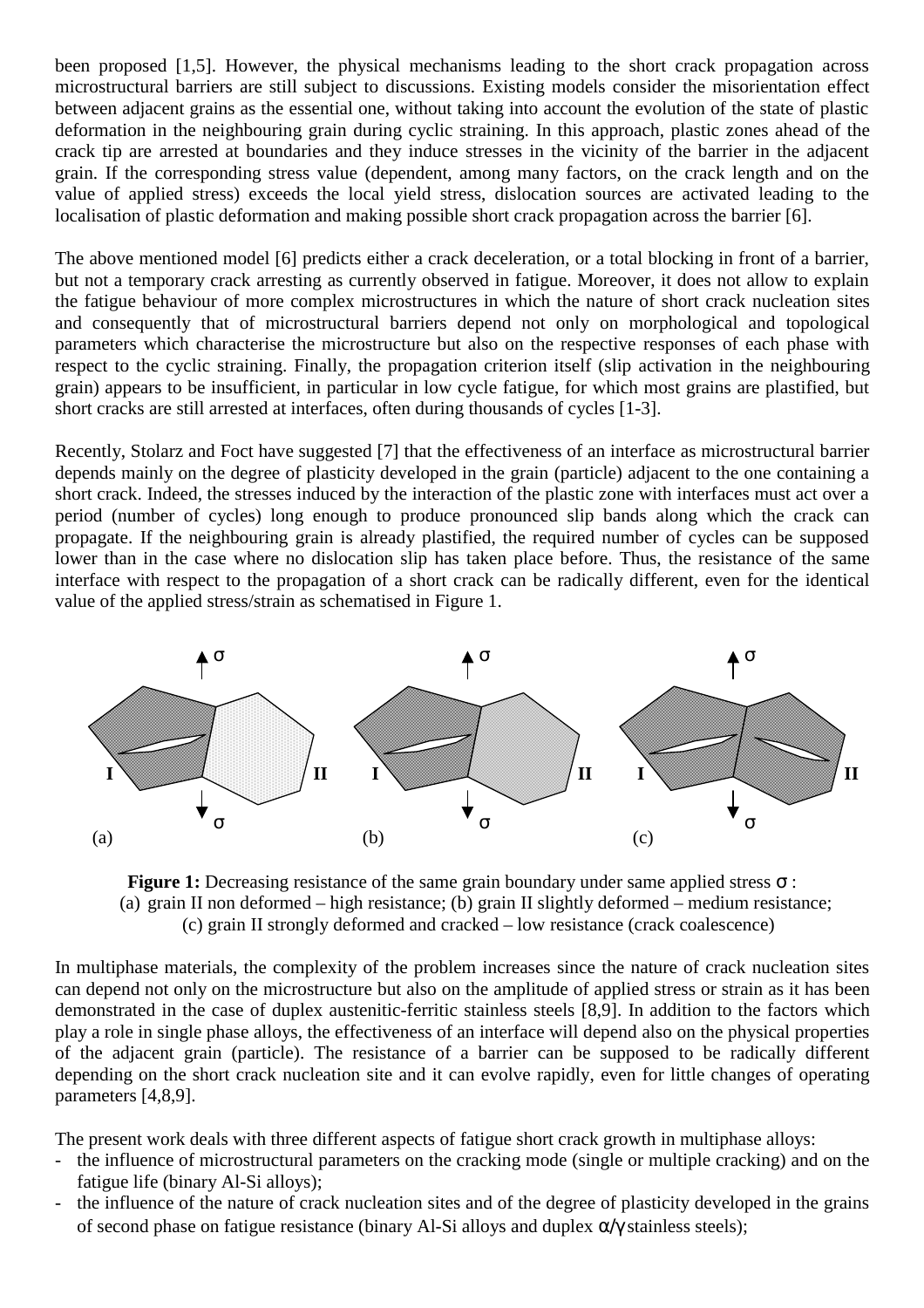been proposed [1,5]. However, the physical mechanisms leading to the short crack propagation across microstructural barriers are still subject to discussions. Existing models consider the misorientation effect between adjacent grains as the essential one, without taking into account the evolution of the state of plastic deformation in the neighbouring grain during cyclic straining. In this approach, plastic zones ahead of the crack tip are arrested at boundaries and they induce stresses in the vicinity of the barrier in the adjacent grain. If the corresponding stress value (dependent, among many factors, on the crack length and on the value of applied stress) exceeds the local yield stress, dislocation sources are activated leading to the localisation of plastic deformation and making possible short crack propagation across the barrier [6].

The above mentioned model [6] predicts either a crack deceleration, or a total blocking in front of a barrier, but not a temporary crack arresting as currently observed in fatigue. Moreover, it does not allow to explain the fatigue behaviour of more complex microstructures in which the nature of short crack nucleation sites and consequently that of microstructural barriers depend not only on morphological and topological parameters which characterise the microstructure but also on the respective responses of each phase with respect to the cyclic straining. Finally, the propagation criterion itself (slip activation in the neighbouring grain) appears to be insufficient, in particular in low cycle fatigue, for which most grains are plastified, but short cracks are still arrested at interfaces, often during thousands of cycles [1-3].

Recently, Stolarz and Foct have suggested [7] that the effectiveness of an interface as microstructural barrier depends mainly on the degree of plasticity developed in the grain (particle) adjacent to the one containing a short crack. Indeed, the stresses induced by the interaction of the plastic zone with interfaces must act over a period (number of cycles) long enough to produce pronounced slip bands along which the crack can propagate. If the neighbouring grain is already plastified, the required number of cycles can be supposed lower than in the case where no dislocation slip has taken place before. Thus, the resistance of the same interface with respect to the propagation of a short crack can be radically different, even for the identical value of the applied stress/strain as schematised in Figure 1.

**Figure 1:** Decreasing resistance of the same grain boundary under same applied stress $\sigma$ :
(a) grain II non deformed – high resistance; (b) grain II slightly deformed – medium resistance;
(c) grain II strongly deformed and cracked – low resistance (crack coalescence)

In multiphase materials, the complexity of the problem increases since the nature of crack nucleation sites can depend not only on the microstructure but also on the amplitude of applied stress or strain as it has been demonstrated in the case of duplex austenitic-ferritic stainless steels [8,9]. In addition to the factors which play a role in single phase alloys, the effectiveness of an interface will depend also on the physical properties of the adjacent grain (particle). The resistance of a barrier can be supposed to be radically different depending on the short crack nucleation site and it can evolve rapidly, even for little changes of operating parameters [4,8,9].

The present work deals with three different aspects of fatigue short crack growth in multiphase alloys:

- the influence of microstructural parameters on the cracking mode (single or multiple cracking) and on the fatigue life (binary Al-Si alloys);
- the influence of the nature of crack nucleation sites and of the degree of plasticity developed in the grains of second phase on fatigue resistance (binary Al-Si alloys and duplex $\alpha/\gamma$ stainless steels);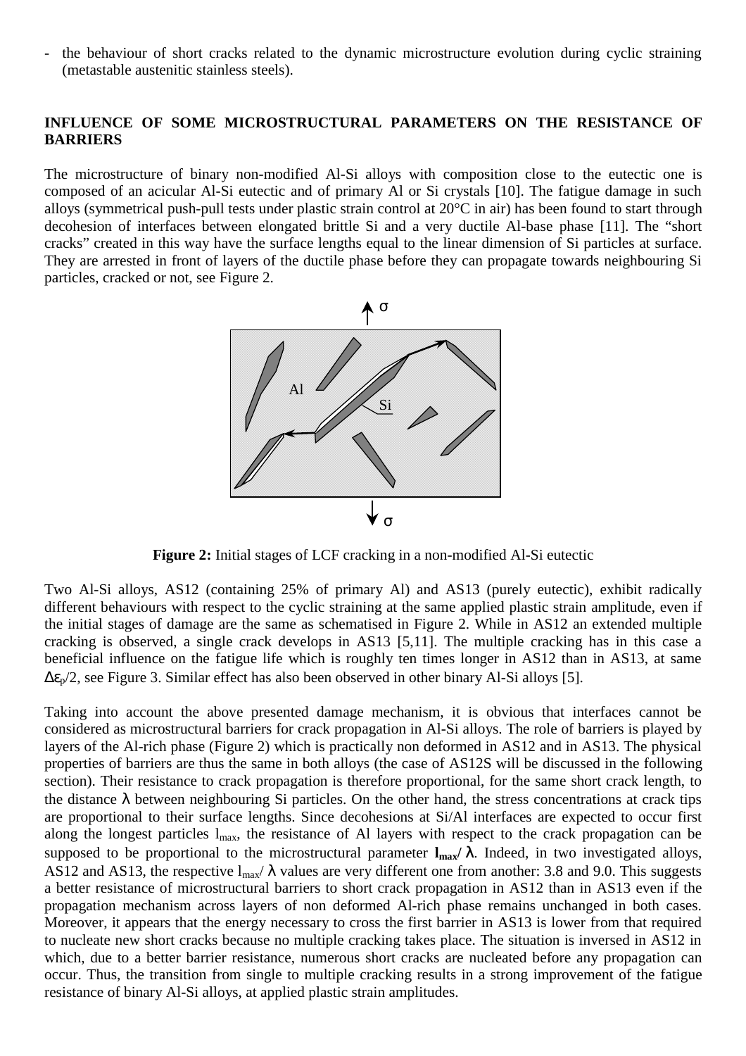- the behaviour of short cracks related to the dynamic microstructure evolution during cyclic straining (metastable austenitic stainless steels).

## INFLUENCE OF SOME MICROSTRUCTURAL PARAMETERS ON THE RESISTANCE OF BARRIERS

The microstructure of binary non-modified Al-Si alloys with composition close to the eutectic one is composed of an acicular Al-Si eutectic and of primary Al or Si crystals [10]. The fatigue damage in such alloys (symmetrical push-pull tests under plastic strain control at 20°C in air) has been found to start through decohesion of interfaces between elongated brittle Si and a very ductile Al-base phase [11]. The "short cracks" created in this way have the surface lengths equal to the linear dimension of Si particles at surface. They are arrested in front of layers of the ductile phase before they can propagate towards neighbouring Si particles, cracked or not, see Figure 2.

**Figure 2:** Initial stages of LCF cracking in a non-modified Al-Si eutectic

Two Al-Si alloys, AS12 (containing 25% of primary Al) and AS13 (purely eutectic), exhibit radically different behaviours with respect to the cyclic straining at the same applied plastic strain amplitude, even if the initial stages of damage are the same as schematised in Figure 2. While in AS12 an extended multiple cracking is observed, a single crack develops in AS13 [5,11]. The multiple cracking has in this case a beneficial influence on the fatigue life which is roughly ten times longer in AS12 than in AS13, at same $\Delta\varepsilon_p/2$, see Figure 3. Similar effect has also been observed in other binary Al-Si alloys [5].

Taking into account the above presented damage mechanism, it is obvious that interfaces cannot be considered as microstructural barriers for crack propagation in Al-Si alloys. The role of barriers is played by layers of the Al-rich phase (Figure 2) which is practically non deformed in AS12 and in AS13. The physical properties of barriers are thus the same in both alloys (the case of AS12S will be discussed in the following section). Their resistance to crack propagation is therefore proportional, for the same short crack length, to the distance $\lambda$ between neighbouring Si particles. On the other hand, the stress concentrations at crack tips are proportional to their surface lengths. Since decohesions at Si/Al interfaces are expected to occur first along the longest particles $l_{max}$, the resistance of Al layers with respect to the crack propagation can be supposed to be proportional to the microstructural parameter $\mathbf{l_{max}/\lambda}$. Indeed, in two investigated alloys, AS12 and AS13, the respective $l_{max}/\lambda$ values are very different one from another: 3.8 and 9.0. This suggests a better resistance of microstructural barriers to short crack propagation in AS12 than in AS13 even if the propagation mechanism across layers of non deformed Al-rich phase remains unchanged in both cases. Moreover, it appears that the energy necessary to cross the first barrier in AS13 is lower from that required to nucleate new short cracks because no multiple cracking takes place. The situation is inversed in AS12 in which, due to a better barrier resistance, numerous short cracks are nucleated before any propagation can occur. Thus, the transition from single to multiple cracking results in a strong improvement of the fatigue resistance of binary Al-Si alloys, at applied plastic strain amplitudes.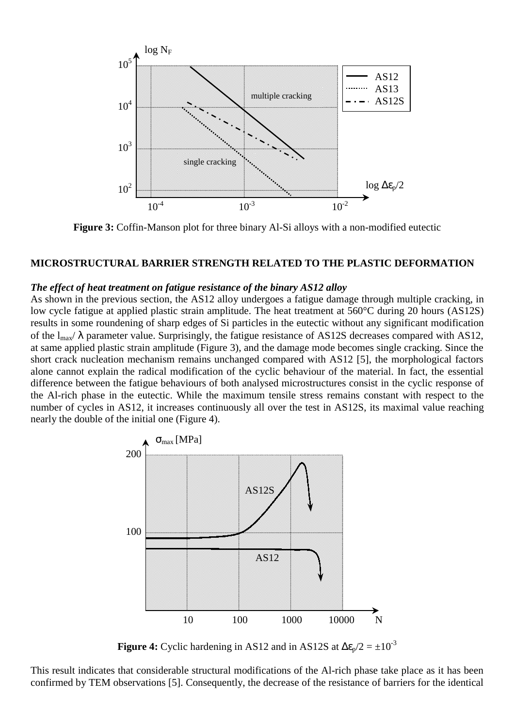**Figure 3:** Coffin-Manson plot for three binary Al-Si alloys with a non-modified eutectic

### MICROSTRUCTURAL BARRIER STRENGTH RELATED TO THE PLASTIC DEFORMATION

***The effect of heat treatment on fatigue resistance of the binary AS12 alloy***

As shown in the previous section, the AS12 alloy undergoes a fatigue damage through multiple cracking, in low cycle fatigue at applied plastic strain amplitude. The heat treatment at 560°C during 20 hours (AS12S) results in some roundening of sharp edges of Si particles in the eutectic without any significant modification of the $l_{max}/\lambda$ parameter value. Surprisingly, the fatigue resistance of AS12S decreases compared with AS12, at same applied plastic strain amplitude (Figure 3), and the damage mode becomes single cracking. Since the short crack nucleation mechanism remains unchanged compared with AS12 [5], the morphological factors alone cannot explain the radical modification of the cyclic behaviour of the material. In fact, the essential difference between the fatigue behaviours of both analysed microstructures consist in the cyclic response of the Al-rich phase in the eutectic. While the maximum tensile stress remains constant with respect to the number of cycles in AS12, it increases continuously all over the test in AS12S, its maximal value reaching nearly the double of the initial one (Figure 4).

**Figure 4:** Cyclic hardening in AS12 and in AS12S at $\Delta\varepsilon_p/2 = \pm 10^{-3}$

This result indicates that considerable structural modifications of the Al-rich phase take place as it has been confirmed by TEM observations [5]. Consequently, the decrease of the resistance of barriers for the identical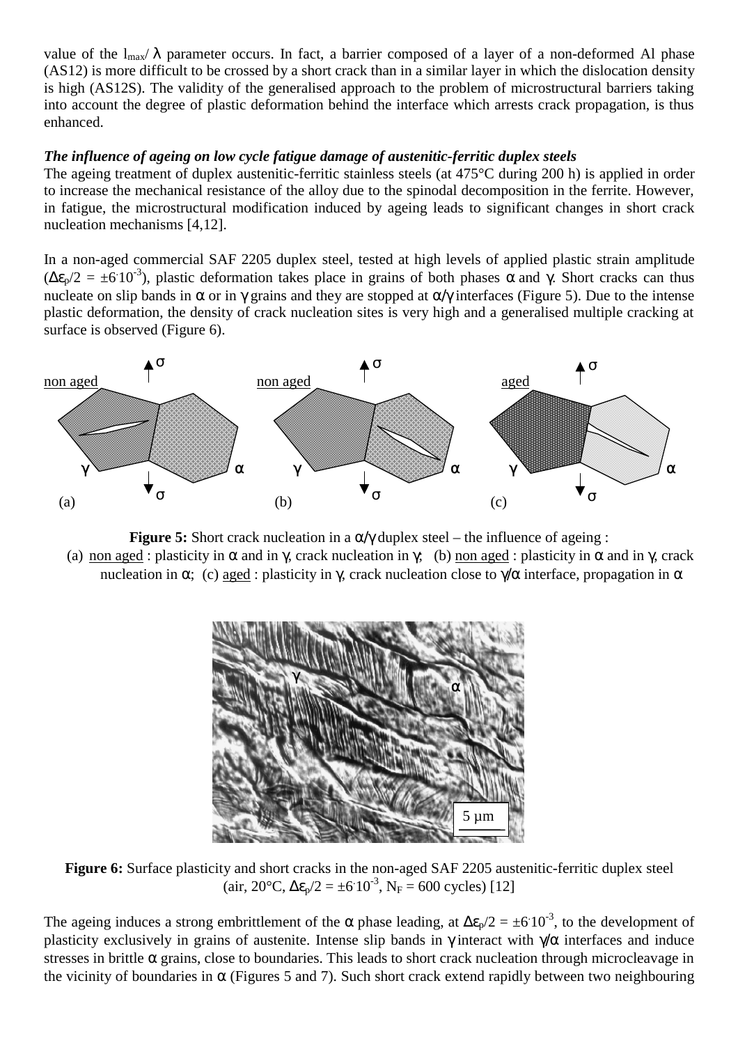value of the $l_{max}/\lambda$ parameter occurs. In fact, a barrier composed of a layer of a non-deformed Al phase (AS12) is more difficult to be crossed by a short crack than in a similar layer in which the dislocation density is high (AS12S). The validity of the generalised approach to the problem of microstructural barriers taking into account the degree of plastic deformation behind the interface which arrests crack propagation, is thus enhanced.

***The influence of ageing on low cycle fatigue damage of austenitic-ferritic duplex steels***

The ageing treatment of duplex austenitic-ferritic stainless steels (at 475°C during 200 h) is applied in order to increase the mechanical resistance of the alloy due to the spinodal decomposition in the ferrite. However, in fatigue, the microstructural modification induced by ageing leads to significant changes in short crack nucleation mechanisms [4,12].

In a non-aged commercial SAF 2205 duplex steel, tested at high levels of applied plastic strain amplitude ($\Delta\varepsilon_p/2 = \pm 6 \cdot 10^{-3}$), plastic deformation takes place in grains of both phases α and γ. Short cracks can thus nucleate on slip bands in α or in γ grains and they are stopped at α/γ interfaces (Figure 5). Due to the intense plastic deformation, the density of crack nucleation sites is very high and a generalised multiple cracking at surface is observed (Figure 6).

**Figure 5:** Short crack nucleation in a α/γ duplex steel – the influence of ageing :
(a) non aged : plasticity in α and in γ, crack nucleation in γ; (b) non aged : plasticity in α and in γ, crack nucleation in α; (c) aged : plasticity in γ, crack nucleation close to γ/α interface, propagation in α

**Figure 6:** Surface plasticity and short cracks in the non-aged SAF 2205 austenitic-ferritic duplex steel (air, 20°C, $\Delta\varepsilon_p/2 = \pm 6 \cdot 10^{-3}$, $N_F = 600$ cycles) [12]

The ageing induces a strong embrittlement of the α phase leading, at $\Delta\varepsilon_p/2 = \pm 6 \cdot 10^{-3}$, to the development of plasticity exclusively in grains of austenite. Intense slip bands in γ interact with γ/α interfaces and induce stresses in brittle α grains, close to boundaries. This leads to short crack nucleation through microcleavage in the vicinity of boundaries in α (Figures 5 and 7). Such short crack extend rapidly between two neighbouring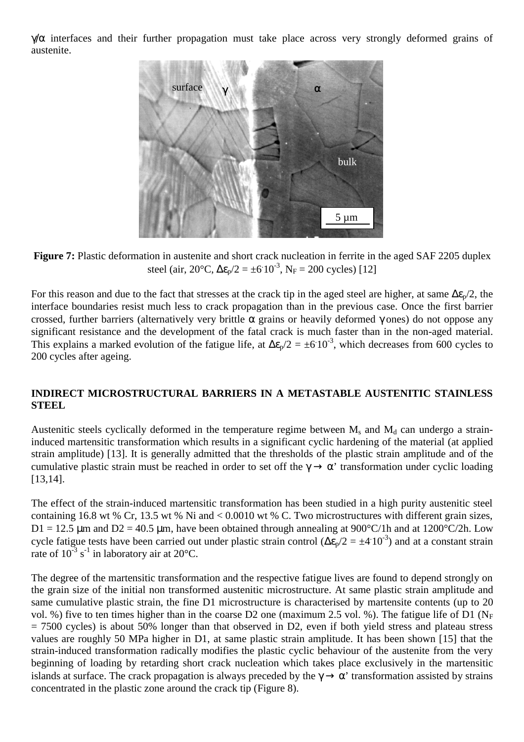γ/α interfaces and their further propagation must take place across very strongly deformed grains of austenite.

**Figure 7:** Plastic deformation in austenite and short crack nucleation in ferrite in the aged SAF 2205 duplex steel (air, 20°C, $\Delta\varepsilon_p/2 = \pm 6 \cdot 10^{-3}$, $N_F$ = 200 cycles) [12]

For this reason and due to the fact that stresses at the crack tip in the aged steel are higher, at same $\Delta\varepsilon_p/2$, the interface boundaries resist much less to crack propagation than in the previous case. Once the first barrier crossed, further barriers (alternatively very brittle α grains or heavily deformed γ ones) do not oppose any significant resistance and the development of the fatal crack is much faster than in the non-aged material. This explains a marked evolution of the fatigue life, at $\Delta\varepsilon_p/2 = \pm 6 \cdot 10^{-3}$, which decreases from 600 cycles to 200 cycles after ageing.

## INDIRECT MICROSTRUCTURAL BARRIERS IN A METASTABLE AUSTENITIC STAINLESS STEEL

Austenitic steels cyclically deformed in the temperature regime between $M_s$ and $M_d$ can undergo a strain-induced martensitic transformation which results in a significant cyclic hardening of the material (at applied strain amplitude) [13]. It is generally admitted that the thresholds of the plastic strain amplitude and of the cumulative plastic strain must be reached in order to set off the $\gamma \rightarrow \alpha$' transformation under cyclic loading [13,14].

The effect of the strain-induced martensitic transformation has been studied in a high purity austenitic steel containing 16.8 wt % Cr, 13.5 wt % Ni and < 0.0010 wt % C. Two microstructures with different grain sizes, D1 = 12.5 μm and D2 = 40.5 μm, have been obtained through annealing at 900°C/1h and at 1200°C/2h. Low cycle fatigue tests have been carried out under plastic strain control ($\Delta\varepsilon_p/2 = \pm 4 \cdot 10^{-3}$) and at a constant strain rate of $10^{-3}$ $s^{-1}$ in laboratory air at 20°C.

The degree of the martensitic transformation and the respective fatigue lives are found to depend strongly on the grain size of the initial non transformed austenitic microstructure. At same plastic strain amplitude and same cumulative plastic strain, the fine D1 microstructure is characterised by martensite contents (up to 20 vol. %) five to ten times higher than in the coarse D2 one (maximum 2.5 vol. %). The fatigue life of D1 ($N_F$ = 7500 cycles) is about 50% longer than that observed in D2, even if both yield stress and plateau stress values are roughly 50 MPa higher in D1, at same plastic strain amplitude. It has been shown [15] that the strain-induced transformation radically modifies the plastic cyclic behaviour of the austenite from the very beginning of loading by retarding short crack nucleation which takes place exclusively in the martensitic islands at surface. The crack propagation is always preceded by the $\gamma \rightarrow \alpha$' transformation assisted by strains concentrated in the plastic zone around the crack tip (Figure 8).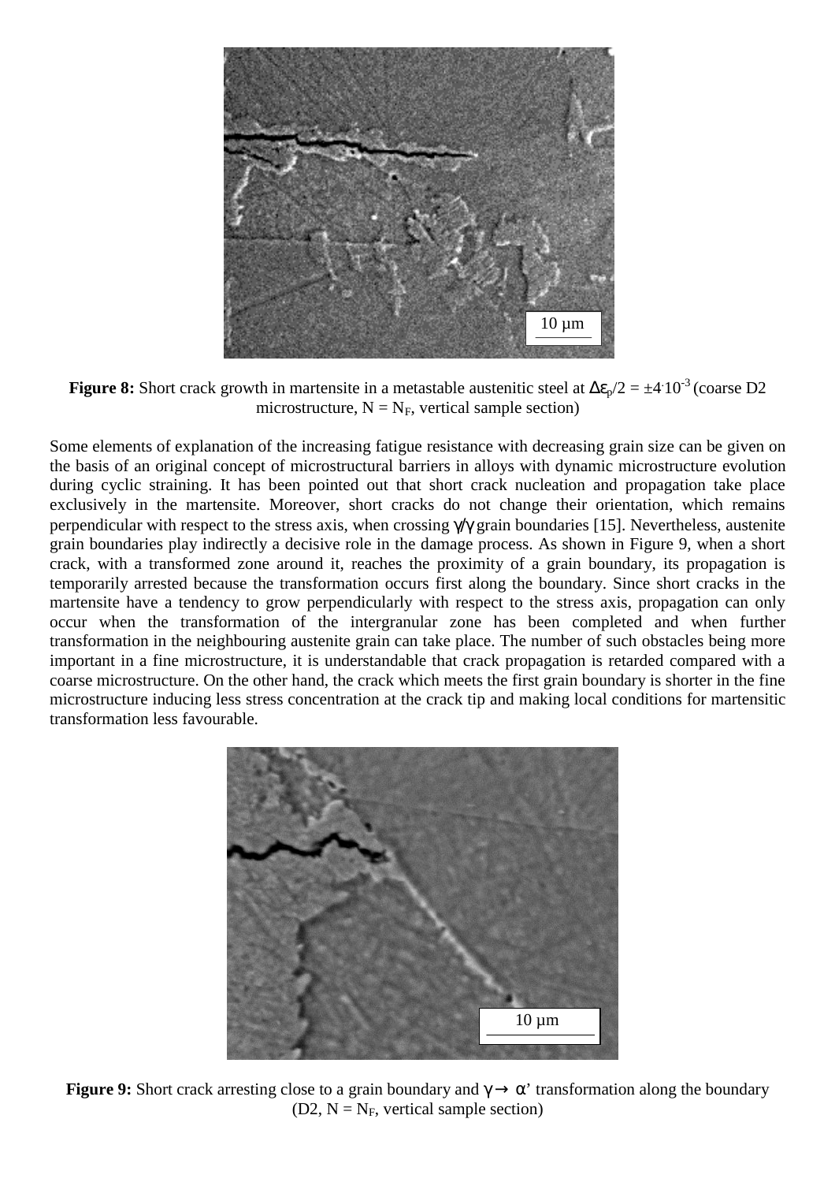**Figure 8:** Short crack growth in martensite in a metastable austenitic steel at $\Delta\varepsilon_p/2 = \pm 4 \cdot 10^{-3}$ (coarse D2 microstructure, $N = N_F$, vertical sample section)

Some elements of explanation of the increasing fatigue resistance with decreasing grain size can be given on the basis of an original concept of microstructural barriers in alloys with dynamic microstructure evolution during cyclic straining. It has been pointed out that short crack nucleation and propagation take place exclusively in the martensite. Moreover, short cracks do not change their orientation, which remains perpendicular with respect to the stress axis, when crossing $\gamma/\gamma$ grain boundaries [15]. Nevertheless, austenite grain boundaries play indirectly a decisive role in the damage process. As shown in Figure 9, when a short crack, with a transformed zone around it, reaches the proximity of a grain boundary, its propagation is temporarily arrested because the transformation occurs first along the boundary. Since short cracks in the martensite have a tendency to grow perpendicularly with respect to the stress axis, propagation can only occur when the transformation of the intergranular zone has been completed and when further transformation in the neighbouring austenite grain can take place. The number of such obstacles being more important in a fine microstructure, it is understandable that crack propagation is retarded compared with a coarse microstructure. On the other hand, the crack which meets the first grain boundary is shorter in the fine microstructure inducing less stress concentration at the crack tip and making local conditions for martensitic transformation less favourable.

**Figure 9:** Short crack arresting close to a grain boundary and $\gamma \rightarrow \alpha'$ transformation along the boundary (D2, $N = N_F$, vertical sample section)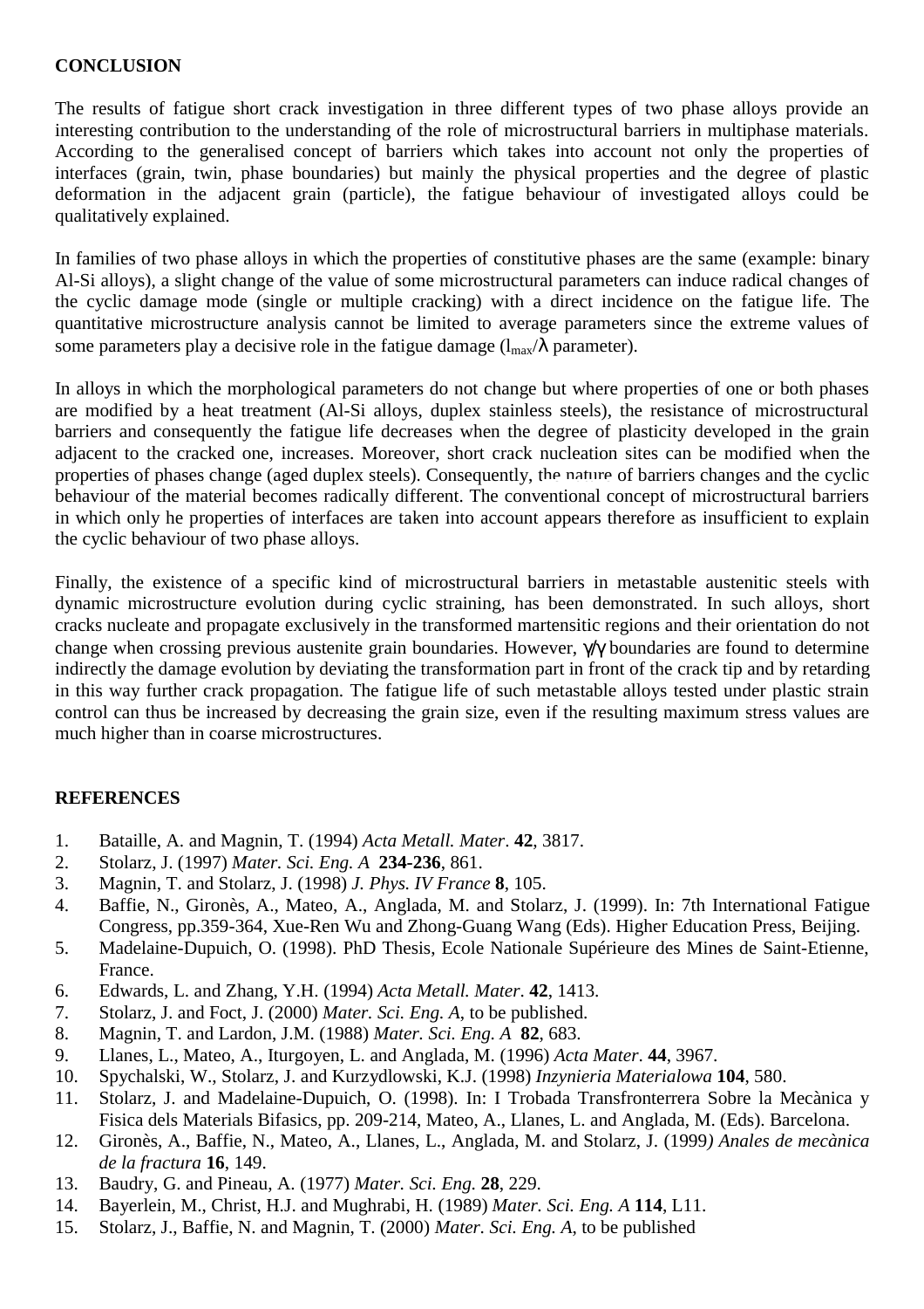## CONCLUSION

The results of fatigue short crack investigation in three different types of two phase alloys provide an interesting contribution to the understanding of the role of microstructural barriers in multiphase materials. According to the generalised concept of barriers which takes into account not only the properties of interfaces (grain, twin, phase boundaries) but mainly the physical properties and the degree of plastic deformation in the adjacent grain (particle), the fatigue behaviour of investigated alloys could be qualitatively explained.

In families of two phase alloys in which the properties of constitutive phases are the same (example: binary Al-Si alloys), a slight change of the value of some microstructural parameters can induce radical changes of the cyclic damage mode (single or multiple cracking) with a direct incidence on the fatigue life. The quantitative microstructure analysis cannot be limited to average parameters since the extreme values of some parameters play a decisive role in the fatigue damage ($l_{max}/\lambda$ parameter).

In alloys in which the morphological parameters do not change but where properties of one or both phases are modified by a heat treatment (Al-Si alloys, duplex stainless steels), the resistance of microstructural barriers and consequently the fatigue life decreases when the degree of plasticity developed in the grain adjacent to the cracked one, increases. Moreover, short crack nucleation sites can be modified when the properties of phases change (aged duplex steels). Consequently, the nature of barriers changes and the cyclic behaviour of the material becomes radically different. The conventional concept of microstructural barriers in which only he properties of interfaces are taken into account appears therefore as insufficient to explain the cyclic behaviour of two phase alloys.

Finally, the existence of a specific kind of microstructural barriers in metastable austenitic steels with dynamic microstructure evolution during cyclic straining, has been demonstrated. In such alloys, short cracks nucleate and propagate exclusively in the transformed martensitic regions and their orientation do not change when crossing previous austenite grain boundaries. However, $\gamma/\gamma$ boundaries are found to determine indirectly the damage evolution by deviating the transformation part in front of the crack tip and by retarding in this way further crack propagation. The fatigue life of such metastable alloys tested under plastic strain control can thus be increased by decreasing the grain size, even if the resulting maximum stress values are much higher than in coarse microstructures.

## REFERENCES

1. Bataille, A. and Magnin, T. (1994) *Acta Metall. Mater*. **42**, 3817.
2. Stolarz, J. (1997) *Mater. Sci. Eng. A* **234-236**, 861.
3. Magnin, T. and Stolarz, J. (1998) *J. Phys. IV France* **8**, 105.
4. Baffie, N., Gironès, A., Mateo, A., Anglada, M. and Stolarz, J. (1999). In: 7th International Fatigue Congress, pp.359-364, Xue-Ren Wu and Zhong-Guang Wang (Eds). Higher Education Press, Beijing.
5. Madelaine-Dupuich, O. (1998). PhD Thesis, Ecole Nationale Supérieure des Mines de Saint-Etienne, France.
6. Edwards, L. and Zhang, Y.H. (1994) *Acta Metall. Mater*. **42**, 1413.
7. Stolarz, J. and Foct, J. (2000) *Mater. Sci. Eng. A*, to be published.
8. Magnin, T. and Lardon, J.M. (1988) *Mater. Sci. Eng. A* **82**, 683.
9. Llanes, L., Mateo, A., Iturgoyen, L. and Anglada, M. (1996) *Acta Mater*. **44**, 3967.
10. Spychalski, W., Stolarz, J. and Kurzydlowski, K.J. (1998) *Inzynieria Materialowa* **104**, 580.
11. Stolarz, J. and Madelaine-Dupuich, O. (1998). In: I Trobada Transfronterrera Sobre la Mecànica y Fisica dels Materials Bifasics, pp. 209-214, Mateo, A., Llanes, L. and Anglada, M. (Eds). Barcelona.
12. Gironès, A., Baffie, N., Mateo, A., Llanes, L., Anglada, M. and Stolarz, J. (1999*) Anales de mecànica de la fractura* **16**, 149.
13. Baudry, G. and Pineau, A. (1977) *Mater. Sci. Eng.* **28**, 229.
14. Bayerlein, M., Christ, H.J. and Mughrabi, H. (1989) *Mater. Sci. Eng. A* **114**, L11.
15. Stolarz, J., Baffie, N. and Magnin, T. (2000) *Mater. Sci. Eng. A*, to be published